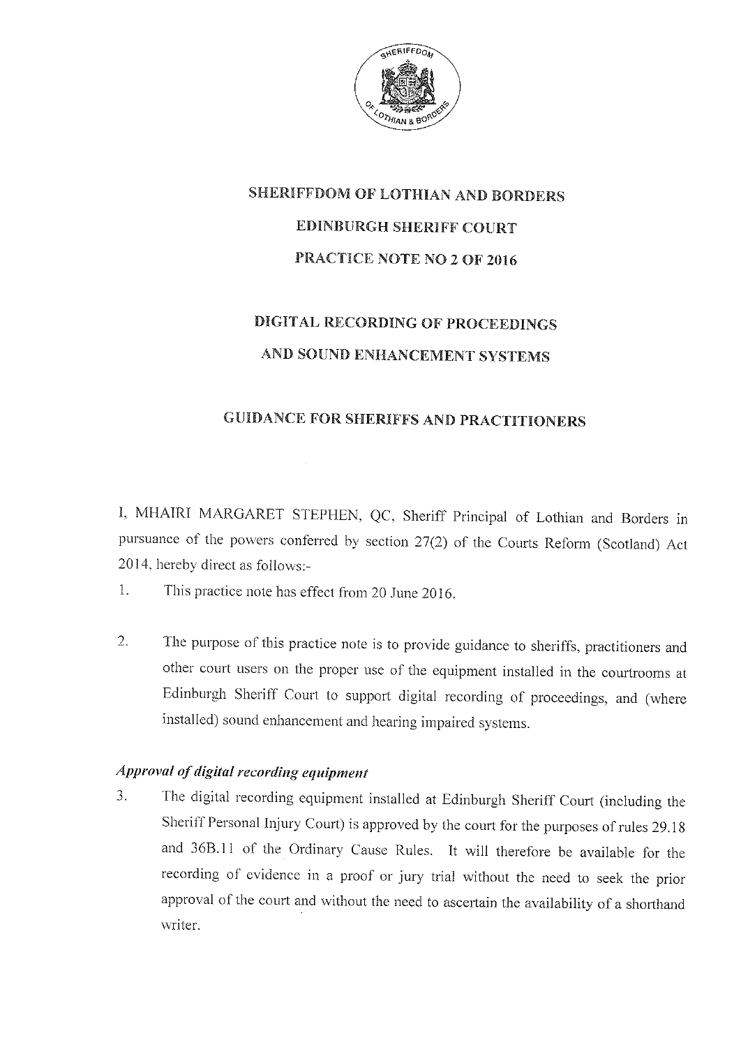# SHERIFFDOM OF LOTHIAN AND BORDERS

## EDINBURGH SHERIFF COURT

## PRACTICE NOTE NO 2 OF 2016

## DIGITAL RECORDING OF PROCEEDINGS AND SOUND ENHANCEMENT SYSTEMS

## GUIDANCE FOR SHERIFFS AND PRACTITIONERS

I, MHAIRI MARGARET STEPHEN, QC, Sheriff Principal of Lothian and Borders in pursuance of the powers conferred by section 27(2) of the Courts Reform (Scotland) Act 2014, hereby direct as follows:-

1. This practice note has effect from 20 June 2016.

2. The purpose of this practice note is to provide guidance to sheriffs, practitioners and other court users on the proper use of the equipment installed in the courtrooms at Edinburgh Sheriff Court to support digital recording of proceedings, and (where installed) sound enhancement and hearing impaired systems.

### *Approval of digital recording equipment*

3. The digital recording equipment installed at Edinburgh Sheriff Court (including the Sheriff Personal Injury Court) is approved by the court for the purposes of rules 29.18 and 36B.11 of the Ordinary Cause Rules. It will therefore be available for the recording of evidence in a proof or jury trial without the need to seek the prior approval of the court and without the need to ascertain the availability of a shorthand writer.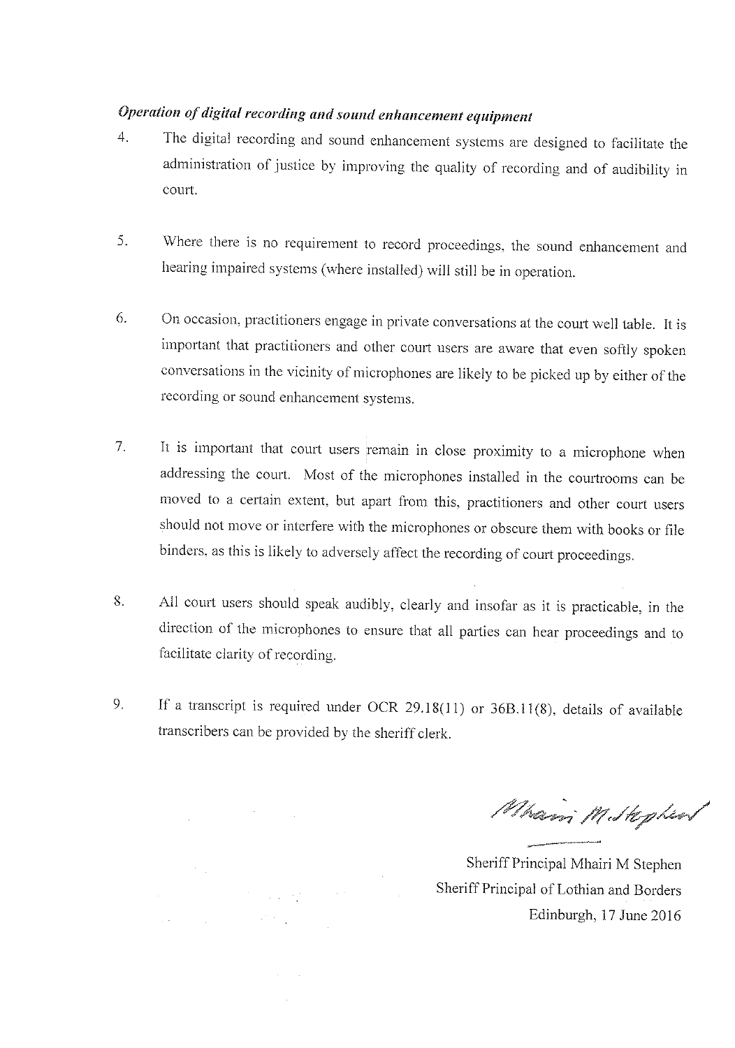### *Operation of digital recording and sound enhancement equipment*

4. The digital recording and sound enhancement systems are designed to facilitate the administration of justice by improving the quality of recording and of audibility in court.

5. Where there is no requirement to record proceedings, the sound enhancement and hearing impaired systems (where installed) will still be in operation.

6. On occasion, practitioners engage in private conversations at the court well table. It is important that practitioners and other court users are aware that even softly spoken conversations in the vicinity of microphones are likely to be picked up by either of the recording or sound enhancement systems.

7. It is important that court users remain in close proximity to a microphone when addressing the court. Most of the microphones installed in the courtrooms can be moved to a certain extent, but apart from this, practitioners and other court users should not move or interfere with the microphones or obscure them with books or file binders, as this is likely to adversely affect the recording of court proceedings.

8. All court users should speak audibly, clearly and insofar as it is practicable, in the direction of the microphones to ensure that all parties can hear proceedings and to facilitate clarity of recording.

9. If a transcript is required under OCR 29.18(11) or 36B.11(8), details of available transcribers can be provided by the sheriff clerk.

Mhairi M Stephen

Sheriff Principal Mhairi M Stephen
Sheriff Principal of Lothian and Borders
Edinburgh, 17 June 2016